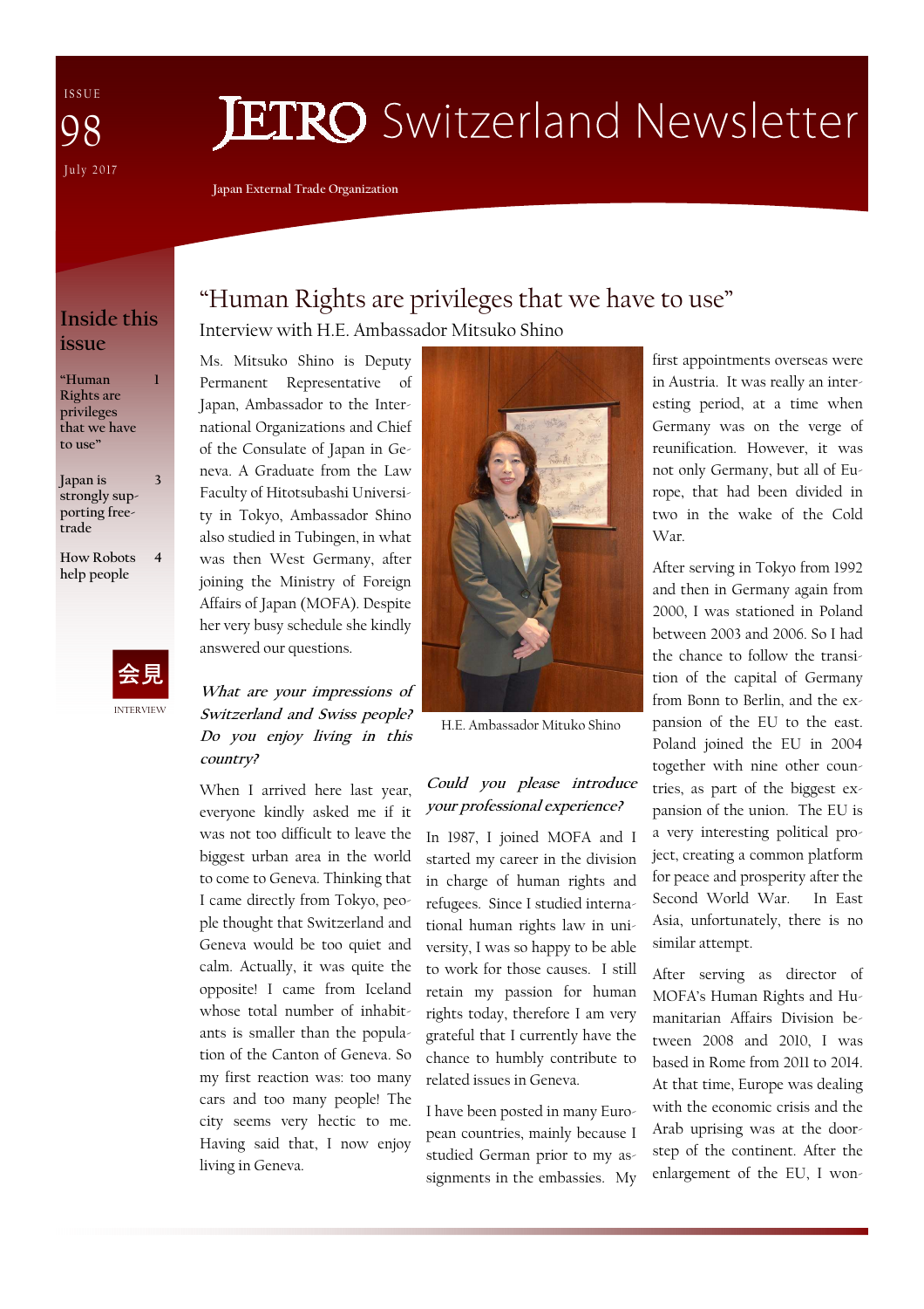ISSUE 98

July 2017

# JETRO Switzerland Newsletter

Japan External Trade Organization

## Inside this issue

| | |
|---|---|
| "Human Rights are privileges that we have to use" | 1 |
| Japan is strongly supporting free-trade | 3 |
| How Robots help people | 4 |

会見

INTERVIEW

## "Human Rights are privileges that we have to use"

### Interview with H.E. Ambassador Mitsuko Shino

Ms. Mitsuko Shino is Deputy Permanent Representative of Japan, Ambassador to the International Organizations and Chief of the Consulate of Japan in Geneva. A Graduate from the Law Faculty of Hitotsubashi University in Tokyo, Ambassador Shino also studied in Tubingen, in what was then West Germany, after joining the Ministry of Foreign Affairs of Japan (MOFA). Despite her very busy schedule she kindly answered our questions.

H.E. Ambassador Mituko Shino

***What are your impressions of Switzerland and Swiss people? Do you enjoy living in this country?***

When I arrived here last year, everyone kindly asked me if it was not too difficult to leave the biggest urban area in the world to come to Geneva. Thinking that I came directly from Tokyo, people thought that Switzerland and Geneva would be too quiet and calm. Actually, it was quite the opposite! I came from Iceland whose total number of inhabitants is smaller than the population of the Canton of Geneva. So my first reaction was: too many cars and too many people! The city seems very hectic to me. Having said that, I now enjoy living in Geneva.

***Could you please introduce your professional experience?***

In 1987, I joined MOFA and I started my career in the division in charge of human rights and refugees. Since I studied international human rights law in university, I was so happy to be able to work for those causes. I still retain my passion for human rights today, therefore I am very grateful that I currently have the chance to humbly contribute to related issues in Geneva.

I have been posted in many European countries, mainly because I studied German prior to my assignments in the embassies. My first appointments overseas were in Austria. It was really an interesting period, at a time when Germany was on the verge of reunification. However, it was not only Germany, but all of Europe, that had been divided in two in the wake of the Cold War.

After serving in Tokyo from 1992 and then in Germany again from 2000, I was stationed in Poland between 2003 and 2006. So I had the chance to follow the transition of the capital of Germany from Bonn to Berlin, and the expansion of the EU to the east. Poland joined the EU in 2004 together with nine other countries, as part of the biggest expansion of the union. The EU is a very interesting political project, creating a common platform for peace and prosperity after the Second World War. In East Asia, unfortunately, there is no similar attempt.

After serving as director of MOFA's Human Rights and Humanitarian Affairs Division between 2008 and 2010, I was based in Rome from 2011 to 2014. At that time, Europe was dealing with the economic crisis and the Arab uprising was at the doorstep of the continent. After the enlargement of the EU, I won-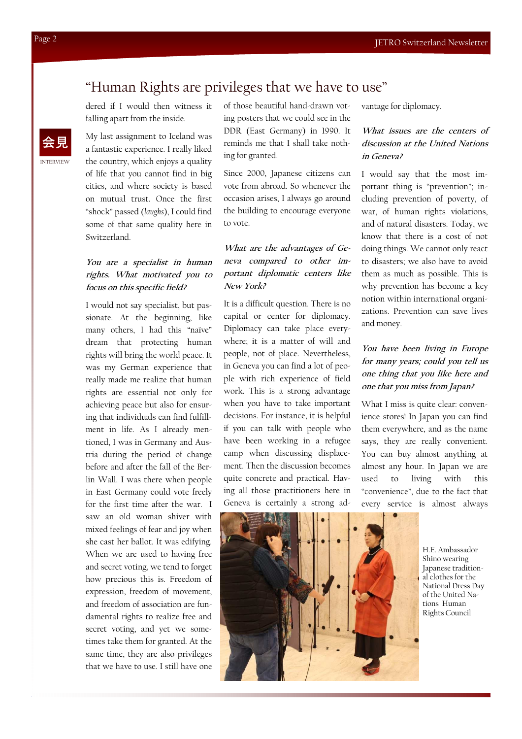## "Human Rights are privileges that we have to use"

会見

INTERVIEW

dered if I would then witness it falling apart from the inside.

My last assignment to Iceland was a fantastic experience. I really liked the country, which enjoys a quality of life that you cannot find in big cities, and where society is based on mutual trust. Once the first "shock" passed (*laughs*), I could find some of that same quality here in Switzerland.

***You are a specialist in human rights. What motivated you to focus on this specific field?***

I would not say specialist, but passionate. At the beginning, like many others, I had this "naïve" dream that protecting human rights will bring the world peace. It was my German experience that really made me realize that human rights are essential not only for achieving peace but also for ensuring that individuals can find fulfillment in life. As I already mentioned, I was in Germany and Austria during the period of change before and after the fall of the Berlin Wall. I was there when people in East Germany could vote freely for the first time after the war. I saw an old woman shiver with mixed feelings of fear and joy when she cast her ballot. It was edifying. When we are used to having free and secret voting, we tend to forget how precious this is. Freedom of expression, freedom of movement, and freedom of association are fundamental rights to realize free and secret voting, and yet we sometimes take them for granted. At the same time, they are also privileges that we have to use. I still have one of those beautiful hand-drawn voting posters that we could see in the DDR (East Germany) in 1990. It reminds me that I shall take nothing for granted.

Since 2000, Japanese citizens can vote from abroad. So whenever the occasion arises, I always go around the building to encourage everyone to vote.

***What are the advantages of Geneva compared to other important diplomatic centers like New York?***

It is a difficult question. There is no capital or center for diplomacy. Diplomacy can take place everywhere; it is a matter of will and people, not of place. Nevertheless, in Geneva you can find a lot of people with rich experience of field work. This is a strong advantage when you have to take important decisions. For instance, it is helpful if you can talk with people who have been working in a refugee camp when discussing displacement. Then the discussion becomes quite concrete and practical. Having all those practitioners here in Geneva is certainly a strong advantage for diplomacy.

***What issues are the centers of discussion at the United Nations in Geneva?***

I would say that the most important thing is "prevention"; including prevention of poverty, of war, of human rights violations, and of natural disasters. Today, we know that there is a cost of not doing things. We cannot only react to disasters; we also have to avoid them as much as possible. This is why prevention has become a key notion within international organizations. Prevention can save lives and money.

***You have been living in Europe for many years; could you tell us one thing that you like here and one that you miss from Japan?***

What I miss is quite clear: convenience stores! In Japan you can find them everywhere, and as the name says, they are really convenient. You can buy almost anything at almost any hour. In Japan we are used to living with this "convenience", due to the fact that every service is almost always

H.E. Ambassador Shino wearing Japanese traditional clothes for the National Dress Day of the United Nations Human Rights Council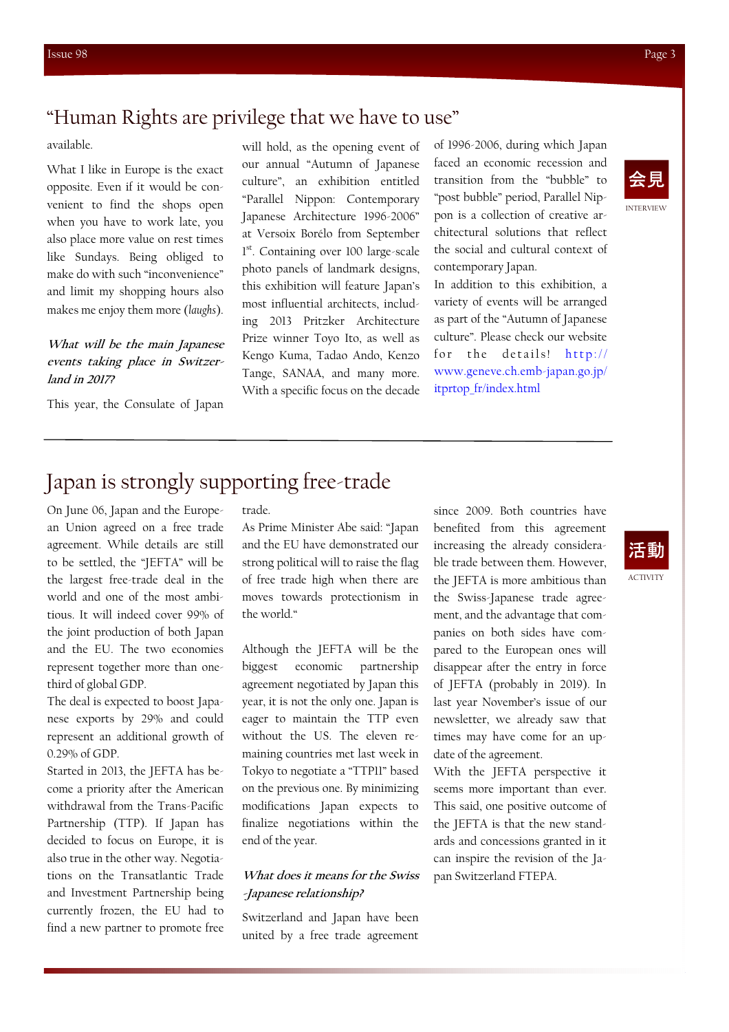## "Human Rights are privilege that we have to use"

available.

What I like in Europe is the exact opposite. Even if it would be convenient to find the shops open when you have to work late, you also place more value on rest times like Sundays. Being obliged to make do with such "inconvenience" and limit my shopping hours also makes me enjoy them more (*laughs*).

***What will be the main Japanese events taking place in Switzerland in 2017?***

This year, the Consulate of Japan will hold, as the opening event of our annual "Autumn of Japanese culture", an exhibition entitled "Parallel Nippon: Contemporary Japanese Architecture 1996-2006" at Versoix Borélo from September 1st. Containing over 100 large-scale photo panels of landmark designs, this exhibition will feature Japan's most influential architects, including 2013 Pritzker Architecture Prize winner Toyo Ito, as well as Kengo Kuma, Tadao Ando, Kenzo Tange, SANAA, and many more. With a specific focus on the decade of 1996-2006, during which Japan faced an economic recession and transition from the "bubble" to "post bubble" period, Parallel Nippon is a collection of creative architectural solutions that reflect the social and cultural context of contemporary Japan.

In addition to this exhibition, a variety of events will be arranged as part of the "Autumn of Japanese culture". Please check our website for the details! http://www.geneve.ch.emb-japan.go.jp/itprtop_fr/index.html

会見
INTERVIEW

## Japan is strongly supporting free-trade

On June 06, Japan and the European Union agreed on a free trade agreement. While details are still to be settled, the "JEFTA" will be the largest free-trade deal in the world and one of the most ambitious. It will indeed cover 99% of the joint production of both Japan and the EU. The two economies represent together more than one-third of global GDP.

The deal is expected to boost Japanese exports by 29% and could represent an additional growth of 0.29% of GDP.

Started in 2013, the JEFTA has become a priority after the American withdrawal from the Trans-Pacific Partnership (TTP). If Japan has decided to focus on Europe, it is also true in the other way. Negotiations on the Transatlantic Trade and Investment Partnership being currently frozen, the EU had to find a new partner to promote free trade.

As Prime Minister Abe said: "Japan and the EU have demonstrated our strong political will to raise the flag of free trade high when there are moves towards protectionism in the world."

Although the JEFTA will be the biggest economic partnership agreement negotiated by Japan this year, it is not the only one. Japan is eager to maintain the TTP even without the US. The eleven remaining countries met last week in Tokyo to negotiate a "TTP11" based on the previous one. By minimizing modifications Japan expects to finalize negotiations within the end of the year.

***What does it means for the Swiss-Japanese relationship?***

Switzerland and Japan have been united by a free trade agreement since 2009. Both countries have benefited from this agreement increasing the already considerable trade between them. However, the JEFTA is more ambitious than the Swiss-Japanese trade agreement, and the advantage that companies on both sides have compared to the European ones will disappear after the entry in force of JEFTA (probably in 2019). In last year November's issue of our newsletter, we already saw that times may have come for an update of the agreement.

With the JEFTA perspective it seems more important than ever. This said, one positive outcome of the JEFTA is that the new standards and concessions granted in it can inspire the revision of the Japan Switzerland FTEPA.

活動
ACTIVITY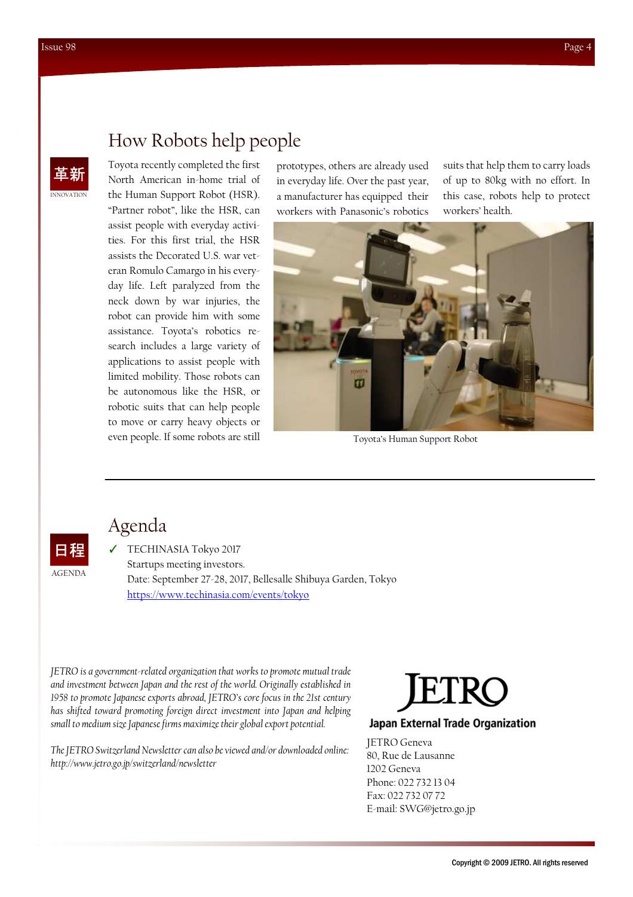革新

INNOVATION

## How Robots help people

Toyota recently completed the first North American in-home trial of the Human Support Robot (HSR). "Partner robot", like the HSR, can assist people with everyday activities. For this first trial, the HSR assists the Decorated U.S. war veteran Romulo Camargo in his everyday life. Left paralyzed from the neck down by war injuries, the robot can provide him with some assistance. Toyota's robotics research includes a large variety of applications to assist people with limited mobility. Those robots can be autonomous like the HSR, or robotic suits that can help people to move or carry heavy objects or even people. If some robots are still prototypes, others are already used in everyday life. Over the past year, a manufacturer has equipped their workers with Panasonic's robotics suits that help them to carry loads of up to 80kg with no effort. In this case, robots help to protect workers' health.

Toyota's Human Support Robot

---

日程

AGENDA

## Agenda

- ✓ TECHINASIA Tokyo 2017
  Startups meeting investors.
  Date: September 27-28, 2017, Bellesalle Shibuya Garden, Tokyo
  https://www.techinasia.com/events/tokyo

*JETRO is a government-related organization that works to promote mutual trade and investment between Japan and the rest of the world. Originally established in 1958 to promote Japanese exports abroad, JETRO's core focus in the 21st century has shifted toward promoting foreign direct investment into Japan and helping small to medium size Japanese firms maximize their global export potential.*

*The JETRO Switzerland Newsletter can also be viewed and/or downloaded online: http://www.jetro.go.jp/switzerland/newsletter*

JETRO
**Japan External Trade Organization**

JETRO Geneva
80, Rue de Lausanne
1202 Geneva
Phone: 022 732 13 04
Fax: 022 732 07 72
E-mail: SWG@jetro.go.jp

Copyright © 2009 JETRO. All rights reserved